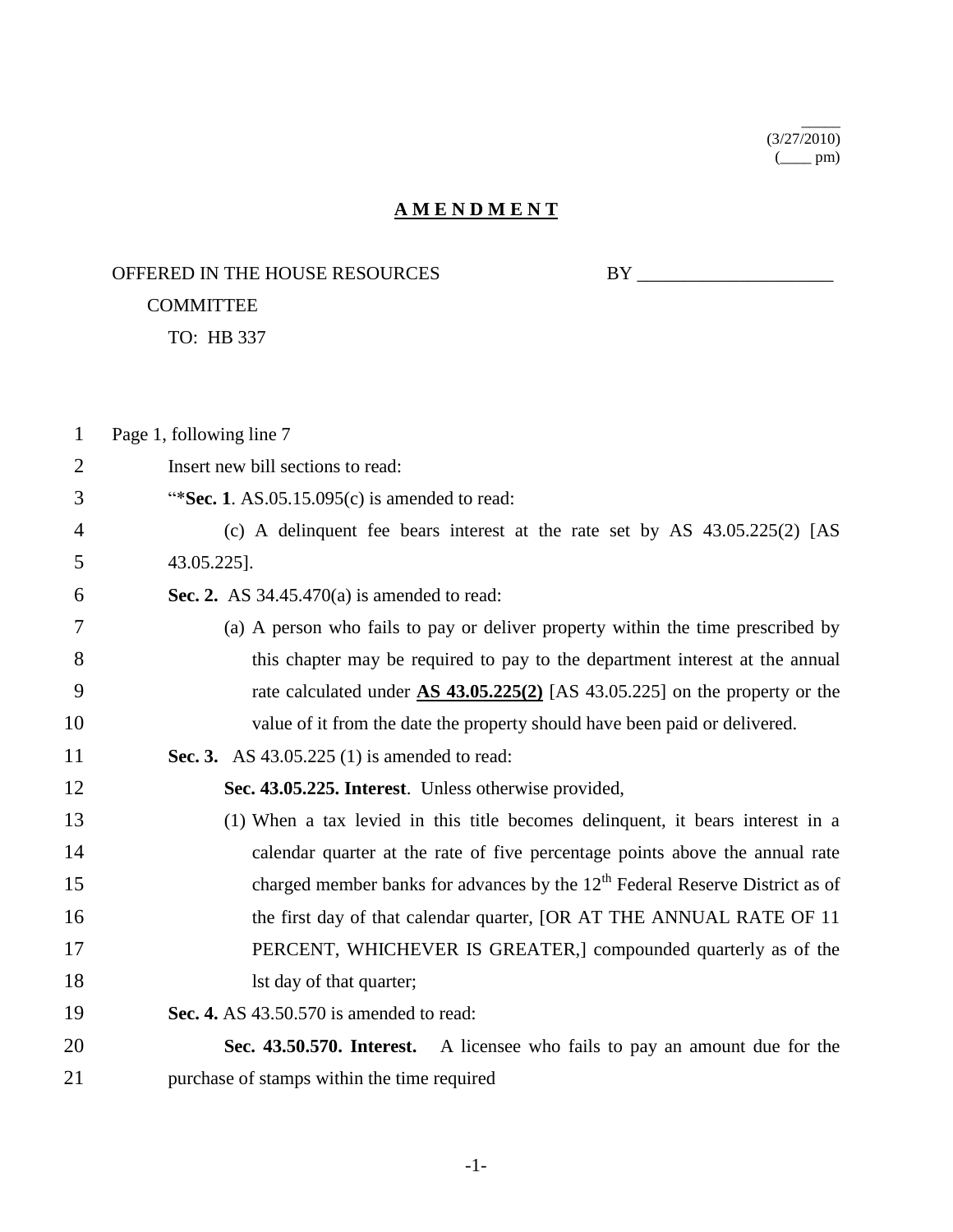_____
(3/27/2010)
(____ pm)

**A M E N D M E N T**

OFFERED IN THE HOUSE RESOURCES COMMITTEE BY _____________________

TO: HB 337

1 Page 1, following line 7

2 Insert new bill sections to read:

3 "***Sec. 1**. AS.05.15.095(c) is amended to read:

4 (c) A delinquent fee bears interest at the rate set by AS 43.05.225(2) [AS

5 43.05.225].

6 **Sec. 2.** AS 34.45.470(a) is amended to read:

7 (a) A person who fails to pay or deliver property within the time prescribed by

8 this chapter may be required to pay to the department interest at the annual

9 rate calculated under **<u>AS 43.05.225(2)</u>** [AS 43.05.225] on the property or the

10 value of it from the date the property should have been paid or delivered.

11 **Sec. 3.** AS 43.05.225 (1) is amended to read:

12 **Sec. 43.05.225. Interest**. Unless otherwise provided,

13 (1) When a tax levied in this title becomes delinquent, it bears interest in a

14 calendar quarter at the rate of five percentage points above the annual rate

15 charged member banks for advances by the 12th Federal Reserve District as of

16 the first day of that calendar quarter, [OR AT THE ANNUAL RATE OF 11

17 PERCENT, WHICHEVER IS GREATER,] compounded quarterly as of the

18 lst day of that quarter;

19 **Sec. 4.** AS 43.50.570 is amended to read:

20 **Sec. 43.50.570. Interest.** A licensee who fails to pay an amount due for the

21 purchase of stamps within the time required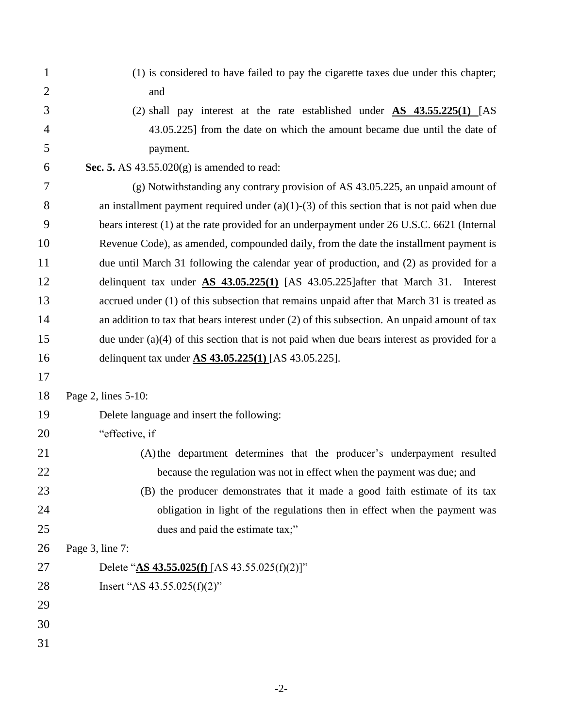(1) is considered to have failed to pay the cigarette taxes due under this chapter; and

(2) shall pay interest at the rate established under **AS 43.55.225(1)** [AS 43.05.225] from the date on which the amount became due until the date of payment.

**Sec. 5.** AS 43.55.020(g) is amended to read:

(g) Notwithstanding any contrary provision of AS 43.05.225, an unpaid amount of an installment payment required under (a)(1)-(3) of this section that is not paid when due bears interest (1) at the rate provided for an underpayment under 26 U.S.C. 6621 (Internal Revenue Code), as amended, compounded daily, from the date the installment payment is due until March 31 following the calendar year of production, and (2) as provided for a delinquent tax under **AS 43.05.225(1)** [AS 43.05.225]after that March 31. Interest accrued under (1) of this subsection that remains unpaid after that March 31 is treated as an addition to tax that bears interest under (2) of this subsection. An unpaid amount of tax due under (a)(4) of this section that is not paid when due bears interest as provided for a delinquent tax under **AS 43.05.225(1)** [AS 43.05.225].

Page 2, lines 5-10:

Delete language and insert the following:

"effective, if

(A) the department determines that the producer's underpayment resulted because the regulation was not in effect when the payment was due; and

(B) the producer demonstrates that it made a good faith estimate of its tax obligation in light of the regulations then in effect when the payment was dues and paid the estimate tax;"

Page 3, line 7:

Delete "**AS 43.55.025(f)** [AS 43.55.025(f)(2)]"

Insert "AS 43.55.025(f)(2)"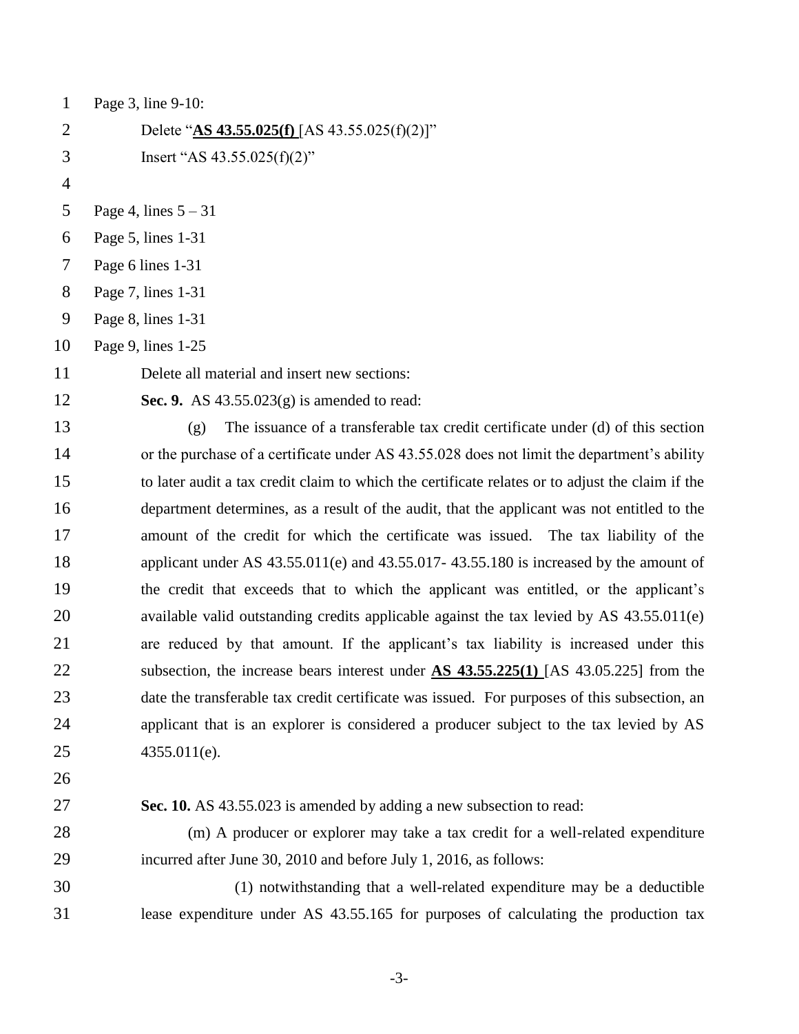Page 3, line 9-10:

Delete "**AS 43.55.025(f)** [AS 43.55.025(f)(2)]"

Insert "AS 43.55.025(f)(2)"

Page 4, lines 5 – 31

Page 5, lines 1-31

Page 6 lines 1-31

Page 7, lines 1-31

Page 8, lines 1-31

Page 9, lines 1-25

Delete all material and insert new sections:

**Sec. 9.** AS 43.55.023(g) is amended to read:

(g) The issuance of a transferable tax credit certificate under (d) of this section or the purchase of a certificate under AS 43.55.028 does not limit the department's ability to later audit a tax credit claim to which the certificate relates or to adjust the claim if the department determines, as a result of the audit, that the applicant was not entitled to the amount of the credit for which the certificate was issued. The tax liability of the applicant under AS 43.55.011(e) and 43.55.017- 43.55.180 is increased by the amount of the credit that exceeds that to which the applicant was entitled, or the applicant's available valid outstanding credits applicable against the tax levied by AS 43.55.011(e) are reduced by that amount. If the applicant's tax liability is increased under this subsection, the increase bears interest under **AS 43.55.225(1)** [AS 43.05.225] from the date the transferable tax credit certificate was issued. For purposes of this subsection, an applicant that is an explorer is considered a producer subject to the tax levied by AS 4355.011(e).

**Sec. 10.** AS 43.55.023 is amended by adding a new subsection to read:

(m) A producer or explorer may take a tax credit for a well-related expenditure incurred after June 30, 2010 and before July 1, 2016, as follows:

(1) notwithstanding that a well-related expenditure may be a deductible lease expenditure under AS 43.55.165 for purposes of calculating the production tax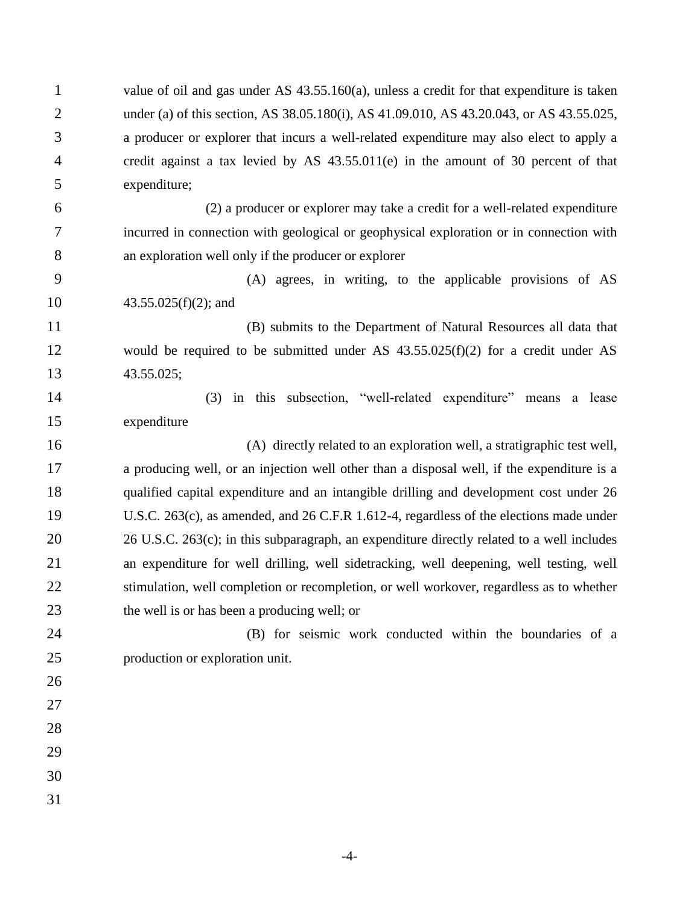value of oil and gas under AS 43.55.160(a), unless a credit for that expenditure is taken under (a) of this section, AS 38.05.180(i), AS 41.09.010, AS 43.20.043, or AS 43.55.025, a producer or explorer that incurs a well-related expenditure may also elect to apply a credit against a tax levied by AS 43.55.011(e) in the amount of 30 percent of that expenditure;

(2) a producer or explorer may take a credit for a well-related expenditure incurred in connection with geological or geophysical exploration or in connection with an exploration well only if the producer or explorer

(A) agrees, in writing, to the applicable provisions of AS 43.55.025(f)(2); and

(B) submits to the Department of Natural Resources all data that would be required to be submitted under AS 43.55.025(f)(2) for a credit under AS 43.55.025;

(3) in this subsection, "well-related expenditure" means a lease expenditure

(A) directly related to an exploration well, a stratigraphic test well, a producing well, or an injection well other than a disposal well, if the expenditure is a qualified capital expenditure and an intangible drilling and development cost under 26 U.S.C. 263(c), as amended, and 26 C.F.R 1.612-4, regardless of the elections made under 26 U.S.C. 263(c); in this subparagraph, an expenditure directly related to a well includes an expenditure for well drilling, well sidetracking, well deepening, well testing, well stimulation, well completion or recompletion, or well workover, regardless as to whether the well is or has been a producing well; or

(B) for seismic work conducted within the boundaries of a production or exploration unit.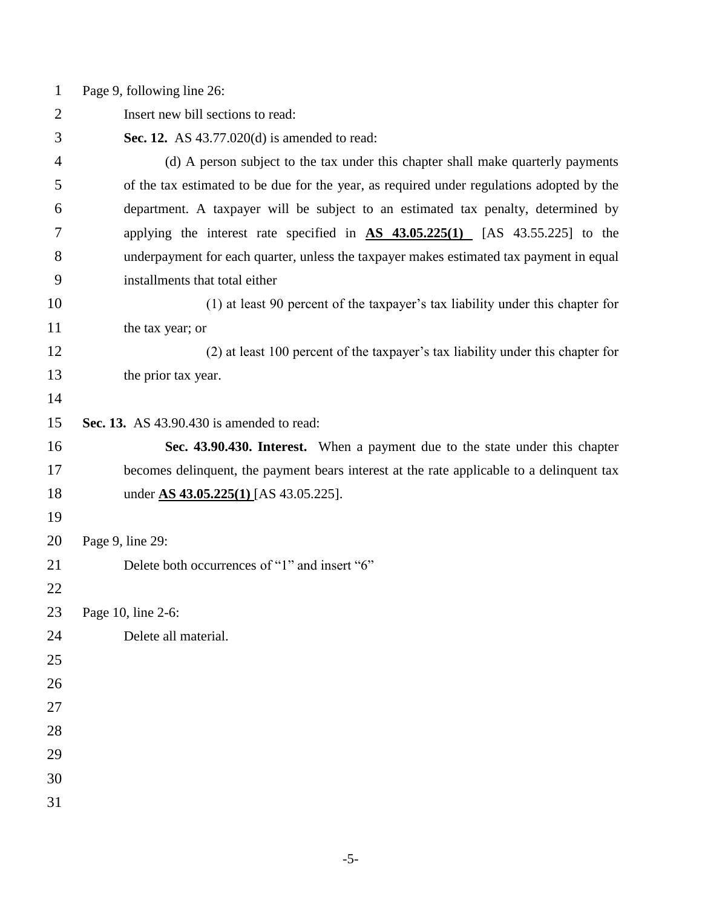Page 9, following line 26:

Insert new bill sections to read:

**Sec. 12.** AS 43.77.020(d) is amended to read:

(d) A person subject to the tax under this chapter shall make quarterly payments of the tax estimated to be due for the year, as required under regulations adopted by the department. A taxpayer will be subject to an estimated tax penalty, determined by applying the interest rate specified in **AS 43.05.225(1)** [AS 43.55.225] to the underpayment for each quarter, unless the taxpayer makes estimated tax payment in equal installments that total either

(1) at least 90 percent of the taxpayer's tax liability under this chapter for the tax year; or

(2) at least 100 percent of the taxpayer's tax liability under this chapter for the prior tax year.

**Sec. 13.** AS 43.90.430 is amended to read:

**Sec. 43.90.430. Interest.** When a payment due to the state under this chapter becomes delinquent, the payment bears interest at the rate applicable to a delinquent tax under **AS 43.05.225(1)** [AS 43.05.225].

Page 9, line 29:

Delete both occurrences of "1" and insert "6"

Page 10, line 2-6:

Delete all material.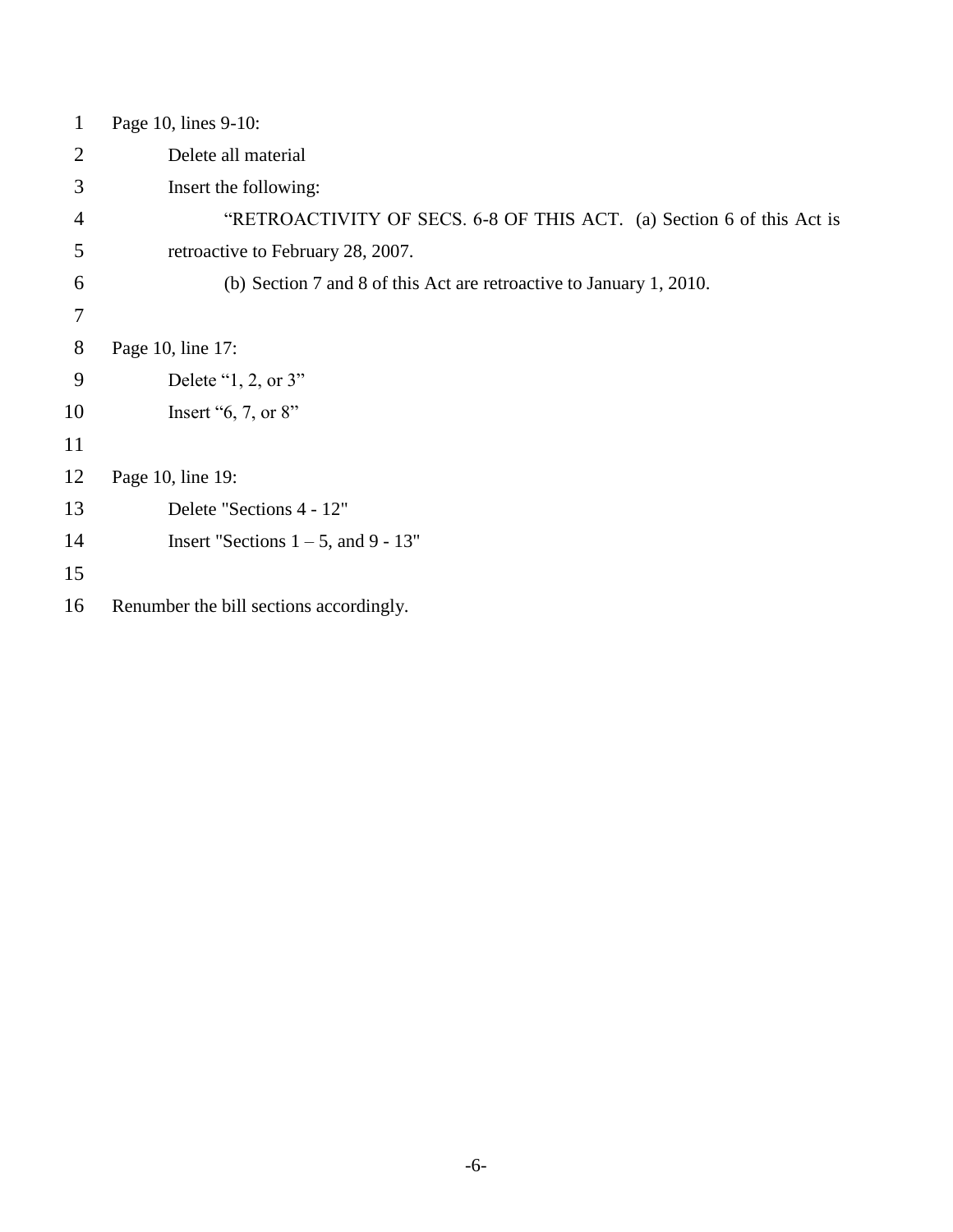Page 10, lines 9-10:

Delete all material

Insert the following:

"RETROACTIVITY OF SECS. 6-8 OF THIS ACT. (a) Section 6 of this Act is retroactive to February 28, 2007.

(b) Section 7 and 8 of this Act are retroactive to January 1, 2010.

Page 10, line 17:

Delete "1, 2, or 3"

Insert "6, 7, or 8"

Page 10, line 19:

Delete "Sections 4 - 12"

Insert "Sections 1 – 5, and 9 - 13"

Renumber the bill sections accordingly.